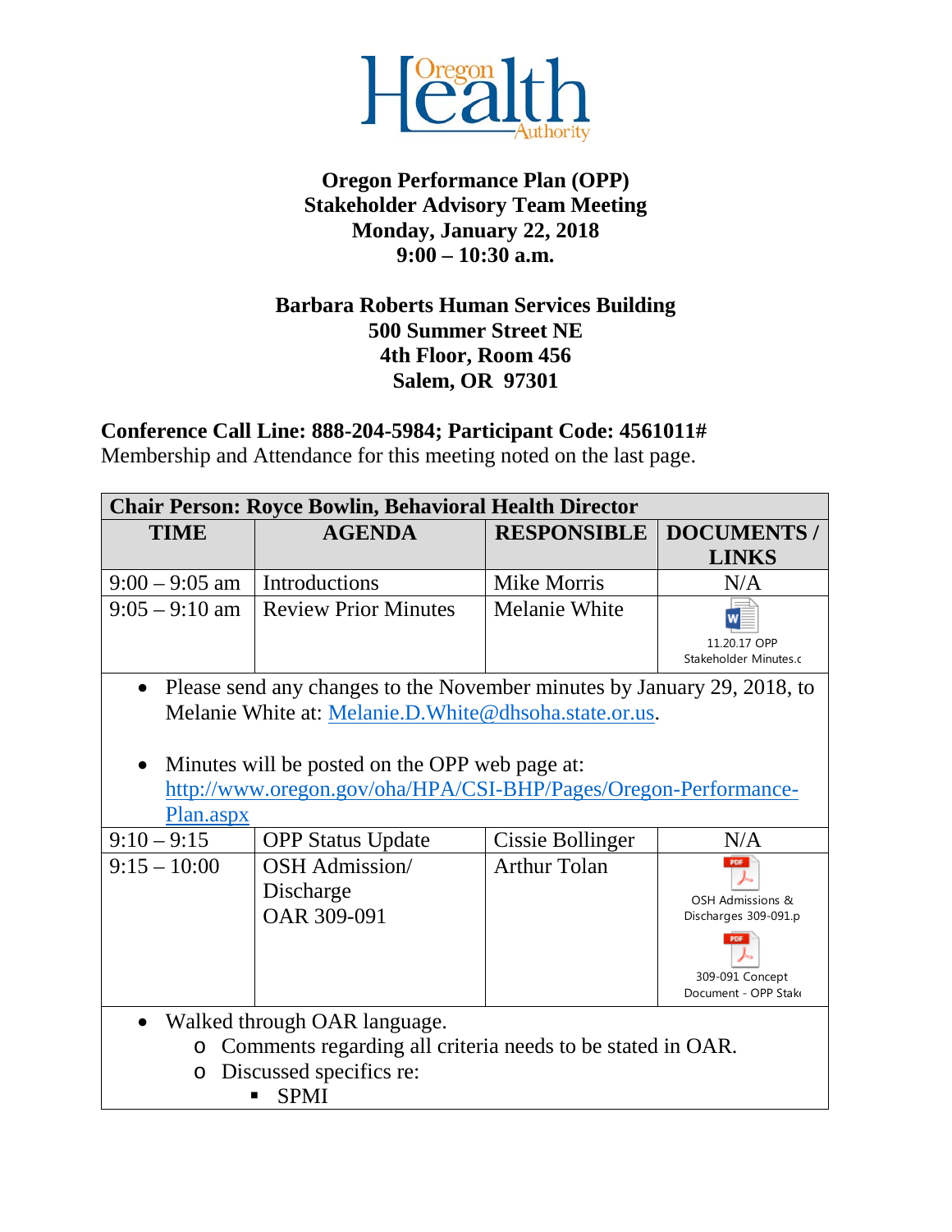# Oregon Performance Plan (OPP)
## Stakeholder Advisory Team Meeting
### Monday, January 22, 2018
### 9:00 – 10:30 a.m.

**Barbara Roberts Human Services Building**
**500 Summer Street NE**
**4th Floor, Room 456**
**Salem, OR 97301**

**Conference Call Line: 888-204-5984; Participant Code: 4561011#**
Membership and Attendance for this meeting noted on the last page.

| **Chair Person: Royce Bowlin, Behavioral Health Director** | | | |
|---|---|---|---|
| **TIME** | **AGENDA** | **RESPONSIBLE** | **DOCUMENTS / LINKS** |
| 9:00 – 9:05 am | Introductions | Mike Morris | N/A |
| 9:05 – 9:10 am | Review Prior Minutes | Melanie White | 11.20.17 OPP Stakeholder Minutes.c |
| • Please send any changes to the November minutes by January 29, 2018, to Melanie White at: Melanie.D.White@dhsoha.state.or.us. <br> • Minutes will be posted on the OPP web page at: http://www.oregon.gov/oha/HPA/CSI-BHP/Pages/Oregon-Performance-Plan.aspx | | | |
| 9:10 – 9:15 | OPP Status Update | Cissie Bollinger | N/A |
| 9:15 – 10:00 | OSH Admission/ Discharge OAR 309-091 | Arthur Tolan | OSH Admissions & Discharges 309-091.p <br> 309-091 Concept Document - OPP Stak |
| • Walked through OAR language. <br> ○ Comments regarding all criteria needs to be stated in OAR. <br> ○ Discussed specifics re: <br> ▪ SPMI | | | |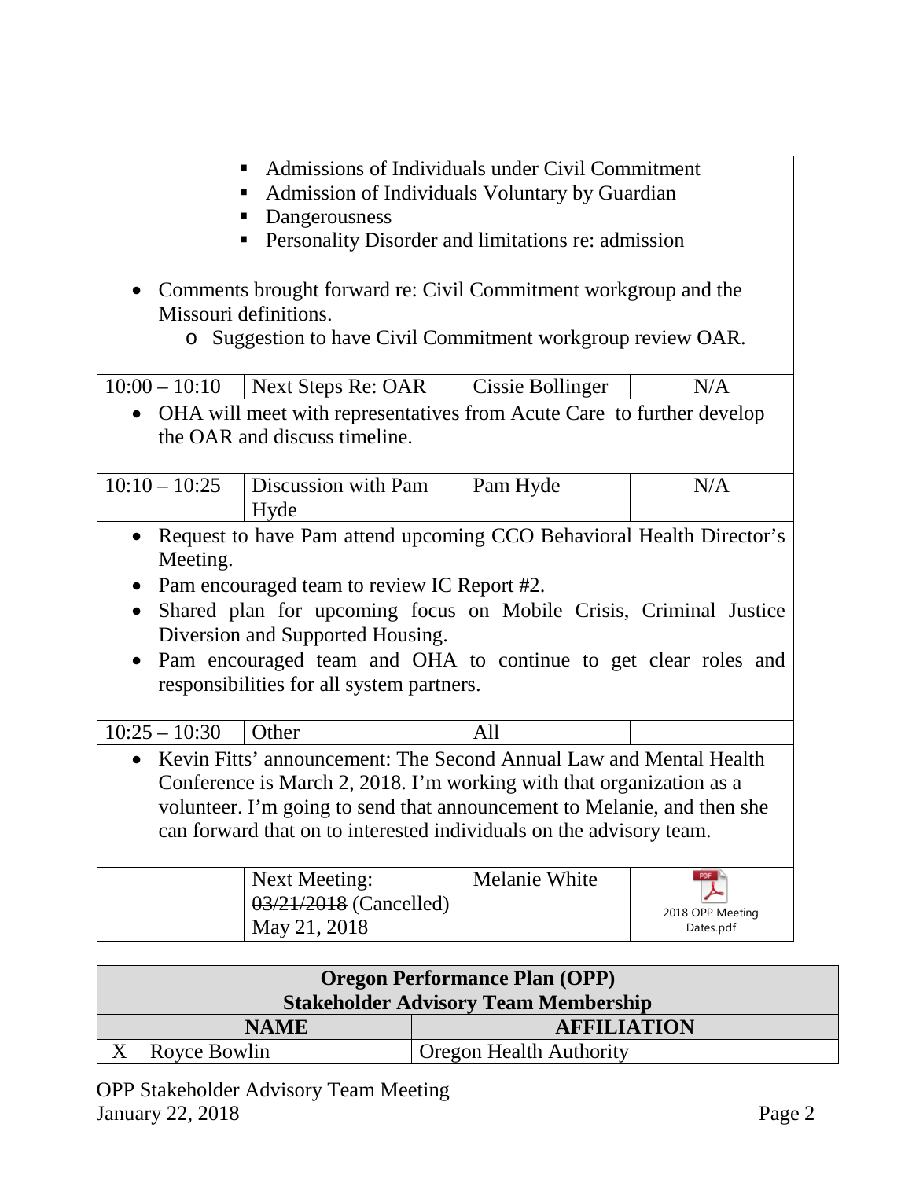- Admissions of Individuals under Civil Commitment
  - Admission of Individuals Voluntary by Guardian
  - Dangerousness
  - Personality Disorder and limitations re: admission

- Comments brought forward re: Civil Commitment workgroup and the Missouri definitions.
  - Suggestion to have Civil Commitment workgroup review OAR.

| 10:00 – 10:10 | Next Steps Re: OAR | Cissie Bollinger | N/A |
|---|---|---|---|

- OHA will meet with representatives from Acute Care to further develop the OAR and discuss timeline.

| 10:10 – 10:25 | Discussion with Pam Hyde | Pam Hyde | N/A |
|---|---|---|---|

- Request to have Pam attend upcoming CCO Behavioral Health Director's Meeting.
- Pam encouraged team to review IC Report #2.
- Shared plan for upcoming focus on Mobile Crisis, Criminal Justice Diversion and Supported Housing.
- Pam encouraged team and OHA to continue to get clear roles and responsibilities for all system partners.

| 10:25 – 10:30 | Other | All | |
|---|---|---|---|

- Kevin Fitts' announcement: The Second Annual Law and Mental Health Conference is March 2, 2018. I'm working with that organization as a volunteer. I'm going to send that announcement to Melanie, and then she can forward that on to interested individuals on the advisory team.

| | Next Meeting: ~~03/21/2018~~ (Cancelled) May 21, 2018 | Melanie White | 2018 OPP Meeting Dates.pdf |
|---|---|---|---|

| Oregon Performance Plan (OPP) Stakeholder Advisory Team Membership | | |
|---|---|---|
| | **NAME** | **AFFILIATION** |
| X | Royce Bowlin | Oregon Health Authority |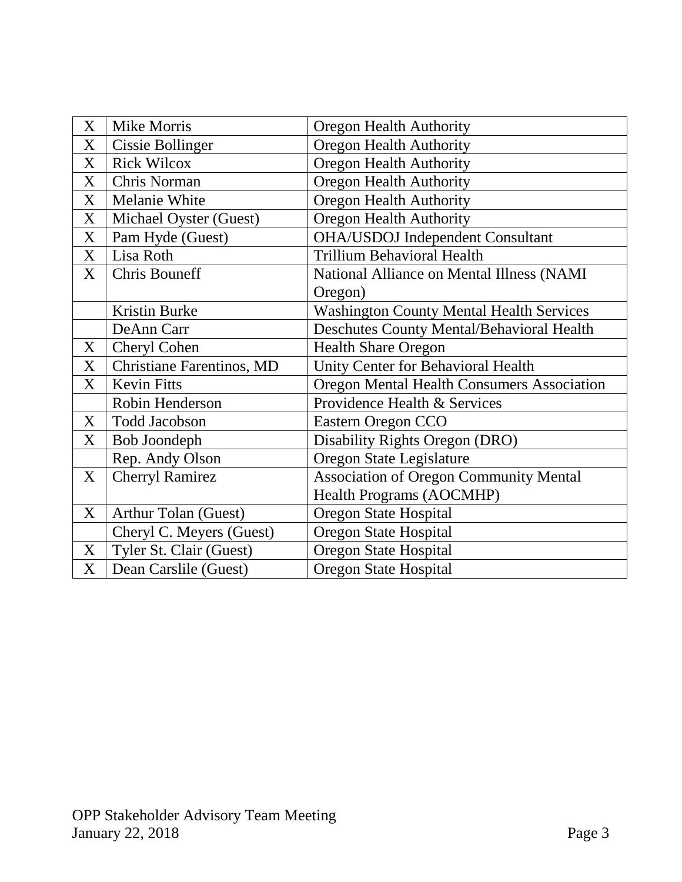| | | |
|---|---|---|
| X | Mike Morris | Oregon Health Authority |
| X | Cissie Bollinger | Oregon Health Authority |
| X | Rick Wilcox | Oregon Health Authority |
| X | Chris Norman | Oregon Health Authority |
| X | Melanie White | Oregon Health Authority |
| X | Michael Oyster (Guest) | Oregon Health Authority |
| X | Pam Hyde (Guest) | OHA/USDOJ Independent Consultant |
| X | Lisa Roth | Trillium Behavioral Health |
| X | Chris Bouneff | National Alliance on Mental Illness (NAMI Oregon) |
| | Kristin Burke | Washington County Mental Health Services |
| | DeAnn Carr | Deschutes County Mental/Behavioral Health |
| X | Cheryl Cohen | Health Share Oregon |
| X | Christiane Farentinos, MD | Unity Center for Behavioral Health |
| X | Kevin Fitts | Oregon Mental Health Consumers Association |
| | Robin Henderson | Providence Health & Services |
| X | Todd Jacobson | Eastern Oregon CCO |
| X | Bob Joondeph | Disability Rights Oregon (DRO) |
| | Rep. Andy Olson | Oregon State Legislature |
| X | Cherryl Ramirez | Association of Oregon Community Mental Health Programs (AOCMHP) |
| X | Arthur Tolan (Guest) | Oregon State Hospital |
| | Cheryl C. Meyers (Guest) | Oregon State Hospital |
| X | Tyler St. Clair (Guest) | Oregon State Hospital |
| X | Dean Carslile (Guest) | Oregon State Hospital |